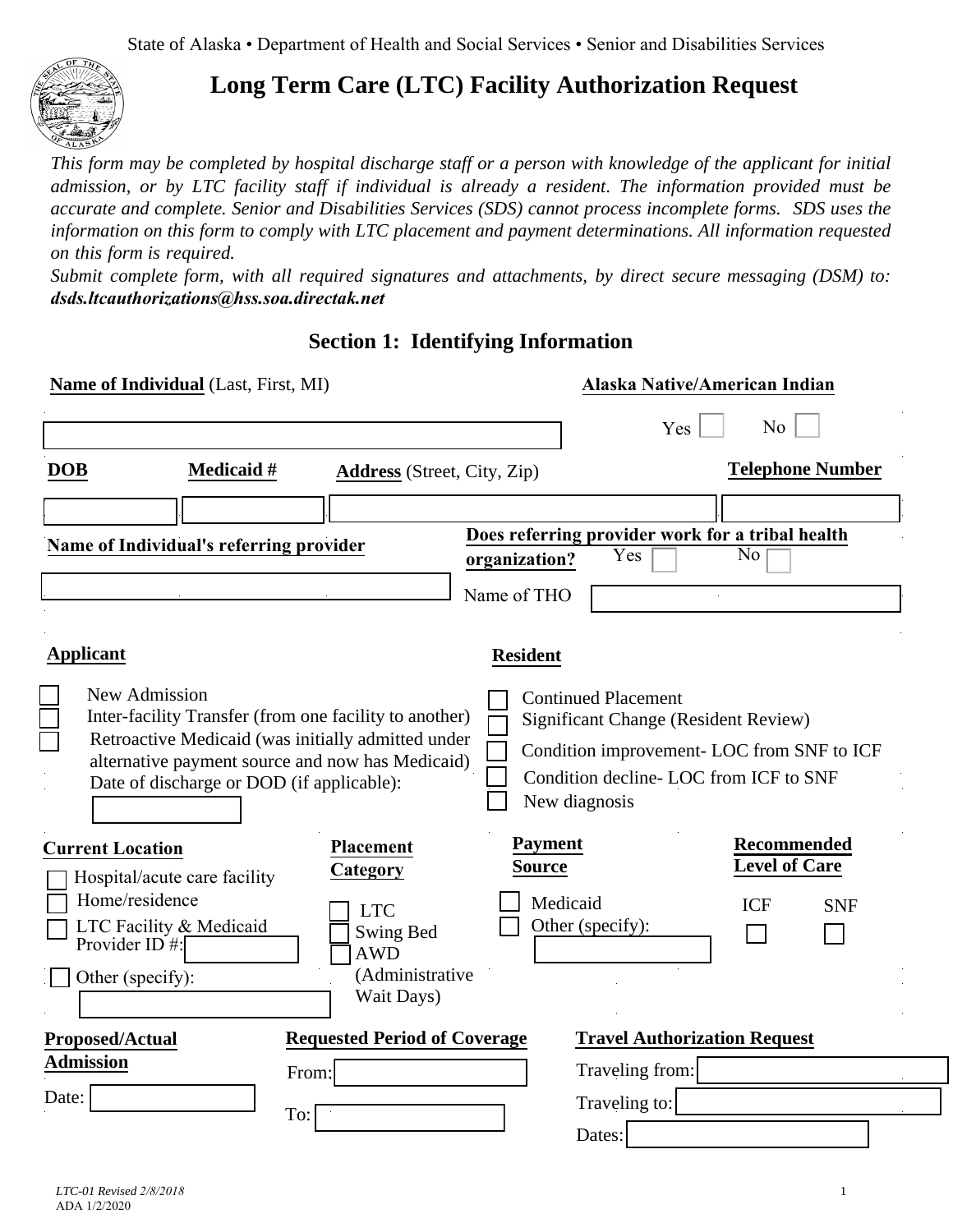State of Alaska • Department of Health and Social Services • Senior and Disabilities Services

# Long Term Care (LTC) Facility Authorization Request

*This form may be completed by hospital discharge staff or a person with knowledge of the applicant for initial admission, or by LTC facility staff if individual is already a resident. The information provided must be accurate and complete. Senior and Disabilities Services (SDS) cannot process incomplete forms. SDS uses the information on this form to comply with LTC placement and payment determinations. All information requested on this form is required.*

*Submit complete form, with all required signatures and attachments, by direct secure messaging (DSM) to:* ***dsds.ltcauthorizations@hss.soa.directak.net***

## Section 1: Identifying Information

**Name of Individual** (Last, First, MI): ____________________

**Alaska Native/American Indian**
- ☐ Yes
- ☐ No

**DOB**: __________ **Medicaid #**: __________ **Address** (Street, City, Zip): ____________________ **Telephone Number**: __________

**Name of Individual's referring provider**: ____________________

**Does referring provider work for a tribal health organization?**
- ☐ Yes
- ☐ No

Name of THO: ____________________

**Applicant**
- ☐ New Admission
- ☐ Inter-facility Transfer (from one facility to another)
- ☐ Retroactive Medicaid (was initially admitted under alternative payment source and now has Medicaid)

Date of discharge or DOD (if applicable): __________

**Resident**
- ☐ Continued Placement
- ☐ Significant Change (Resident Review)
- ☐ Condition improvement- LOC from SNF to ICF
- ☐ Condition decline- LOC from ICF to SNF
- ☐ New diagnosis

**Current Location**
- ☐ Hospital/acute care facility
- ☐ Home/residence
- ☐ LTC Facility & Medicaid Provider ID #: __________
- ☐ Other (specify): __________

**Placement Category**
- ☐ LTC
- ☐ Swing Bed
- ☐ AWD (Administrative Wait Days)

**Payment Source**
- ☐ Medicaid
- ☐ Other (specify): __________

**Recommended Level of Care**
- ☐ ICF
- ☐ SNF

**Proposed/Actual Admission**

Date: __________

**Requested Period of Coverage**

From: __________

To: __________

**Travel Authorization Request**

Traveling from: __________

Traveling to: __________

Dates: __________

*LTC-01 Revised 2/8/2018*
ADA 1/2/2020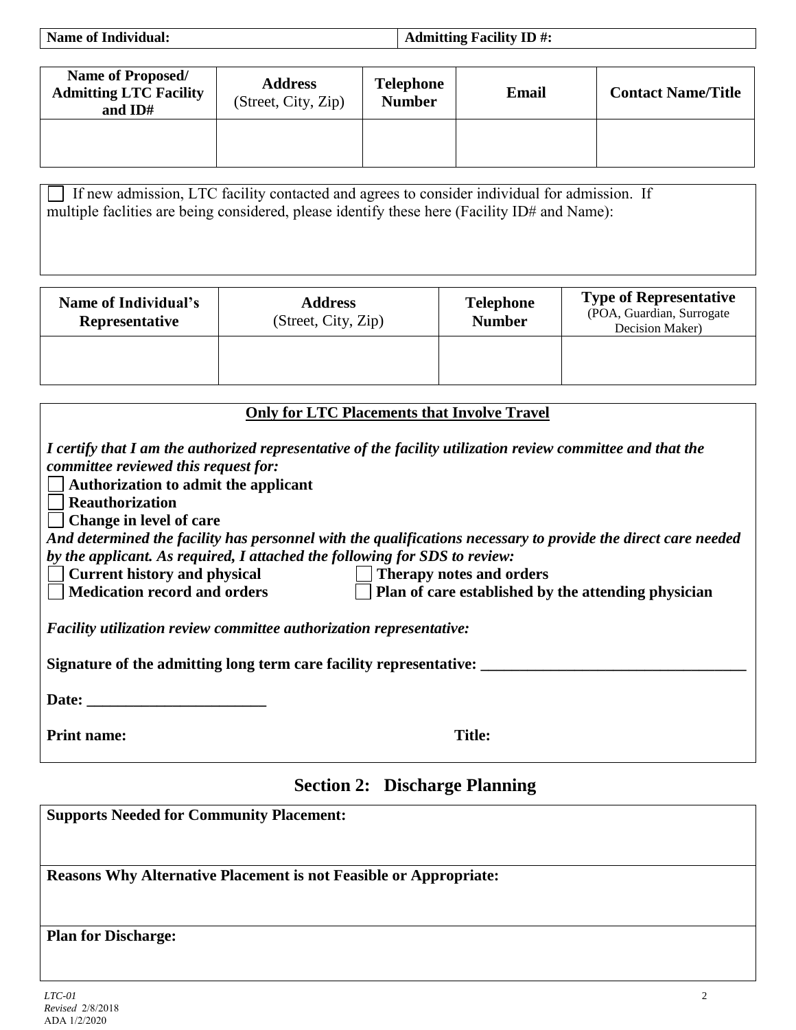| Name of Individual: | Admitting Facility ID #: |
|---|---|

| Name of Proposed/ Admitting LTC Facility and ID# | Address (Street, City, Zip) | Telephone Number | Email | Contact Name/Title |
|---|---|---|---|---|
| | | | | |

☐ If new admission, LTC facility contacted and agrees to consider individual for admission. If multiple faclities are being considered, please identify these here (Facility ID# and Name):

| Name of Individual's Representative | Address (Street, City, Zip) | Telephone Number | Type of Representative (POA, Guardian, Surrogate Decision Maker) |
|---|---|---|---|
| | | | |

**Only for LTC Placements that Involve Travel**

***I certify that I am the authorized representative of the facility utilization review committee and that the committee reviewed this request for:***

☐ **Authorization to admit the applicant**

☐ **Reauthorization**

☐ **Change in level of care**

***And determined the facility has personnel with the qualifications necessary to provide the direct care needed by the applicant. As required, I attached the following for SDS to review:***

☐ **Current history and physical**

☐ **Therapy notes and orders**

☐ **Medication record and orders**

☐ **Plan of care established by the attending physician**

***Facility utilization review committee authorization representative:***

**Signature of the admitting long term care facility representative:** ________________________________

**Date:** ______________________

**Print name:** **Title:**

## Section 2: Discharge Planning

**Supports Needed for Community Placement:**

**Reasons Why Alternative Placement is not Feasible or Appropriate:**

**Plan for Discharge:**

*LTC-01*
*Revised* 2/8/2018
ADA 1/2/2020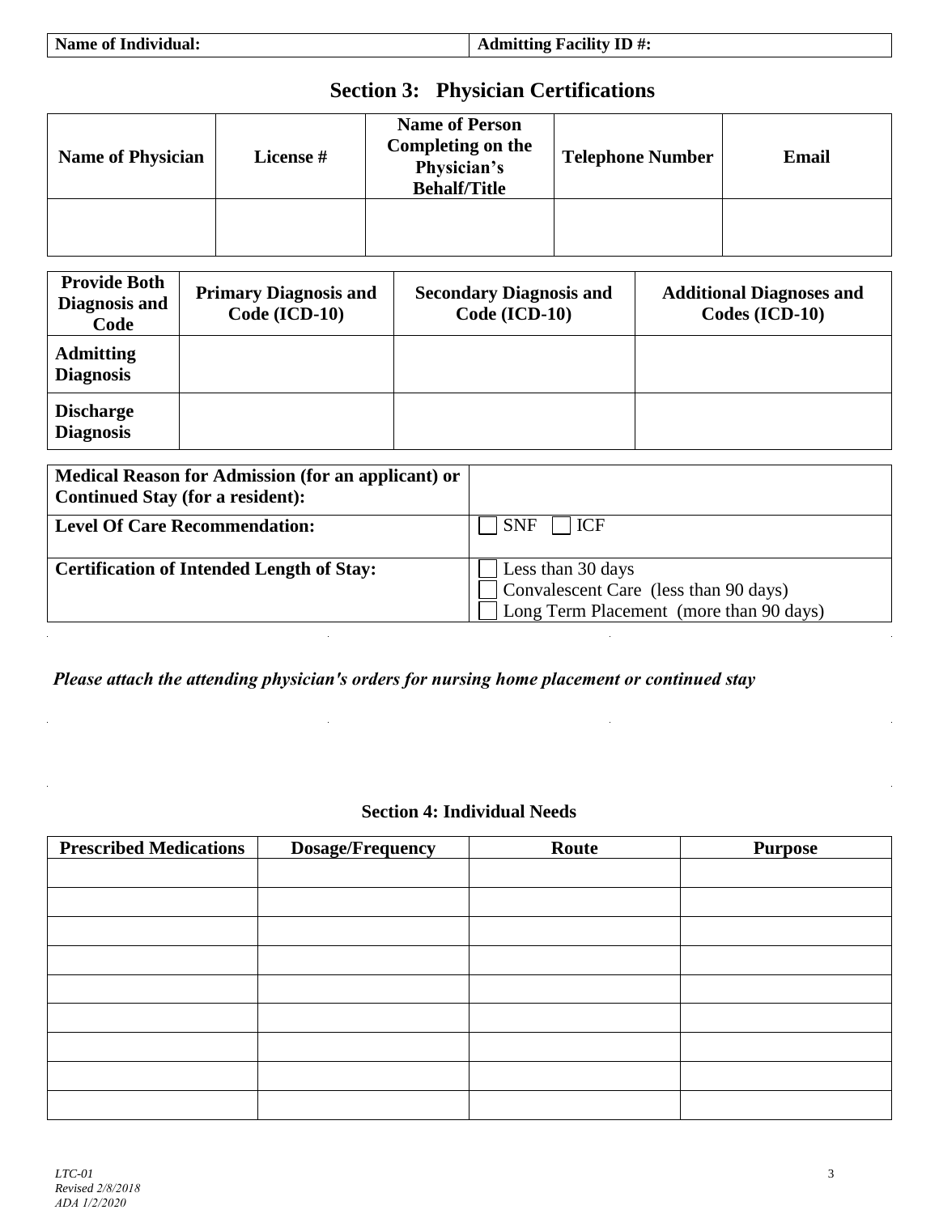| Name of Individual: | Admitting Facility ID #: |
|---|---|

## Section 3: Physician Certifications

| Name of Physician | License # | Name of Person Completing on the Physician's Behalf/Title | Telephone Number | Email |
|---|---|---|---|---|
| | | | | |

| Provide Both Diagnosis and Code | Primary Diagnosis and Code (ICD-10) | Secondary Diagnosis and Code (ICD-10) | Additional Diagnoses and Codes (ICD-10) |
|---|---|---|---|
| **Admitting Diagnosis** | | | |
| **Discharge Diagnosis** | | | |

| | |
|---|---|
| **Medical Reason for Admission (for an applicant) or Continued Stay (for a resident):** | |
| **Level Of Care Recommendation:** | ☐ SNF ☐ ICF |
| **Certification of Intended Length of Stay:** | ☐ Less than 30 days<br>☐ Convalescent Care (less than 90 days)<br>☐ Long Term Placement (more than 90 days) |

***Please attach the attending physician's orders for nursing home placement or continued stay***

### Section 4: Individual Needs

| Prescribed Medications | Dosage/Frequency | Route | Purpose |
|---|---|---|---|
| | | | |
| | | | |
| | | | |
| | | | |
| | | | |
| | | | |
| | | | |
| | | | |
| | | | |

*LTC-01*
*Revised 2/8/2018*
*ADA 1/2/2020*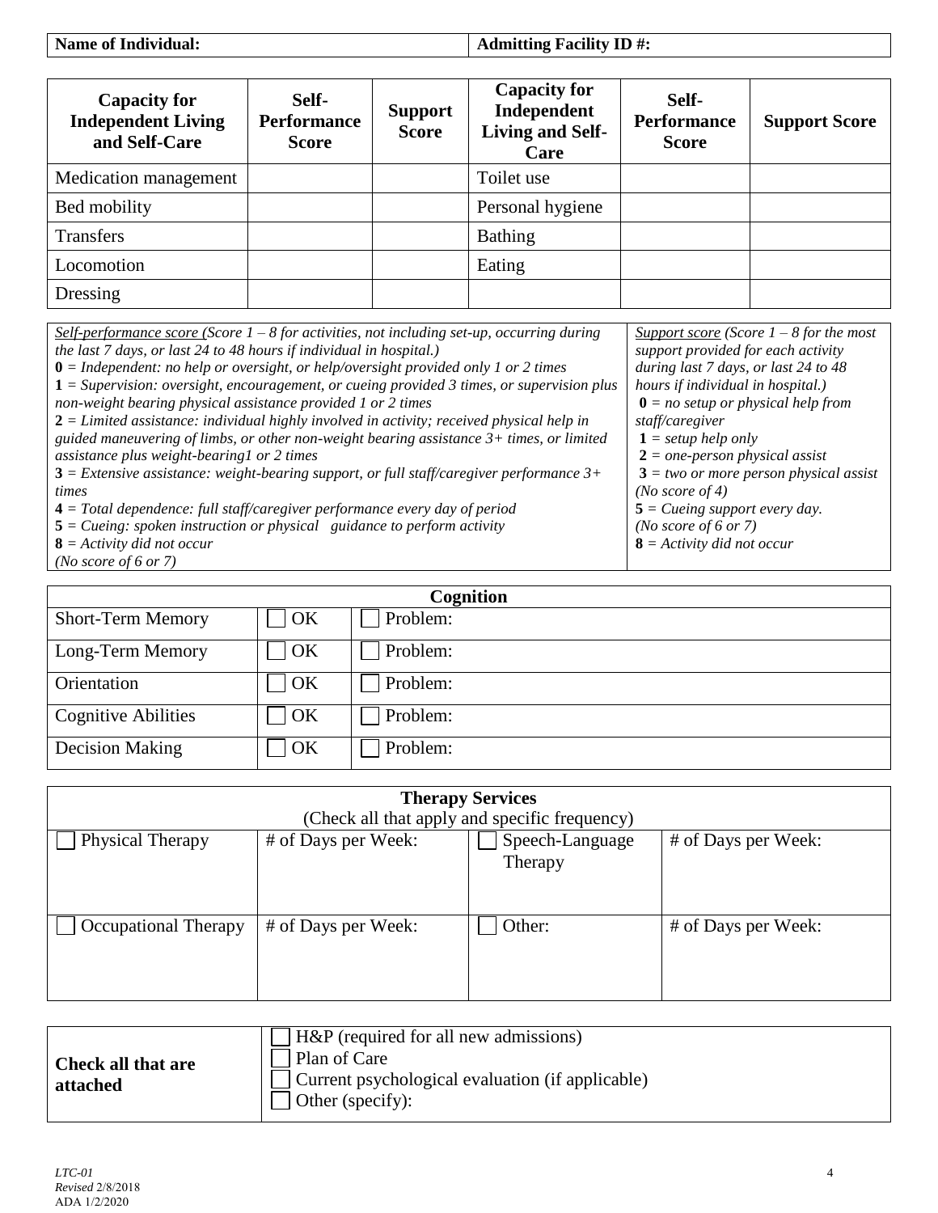| **Name of Individual:** | **Admitting Facility ID #:** |
|---|---|

| **Capacity for Independent Living and Self-Care** | **Self-Performance Score** | **Support Score** | **Capacity for Independent Living and Self-Care** | **Self-Performance Score** | **Support Score** |
|---|---|---|---|---|---|
| Medication management | | | Toilet use | | |
| Bed mobility | | | Personal hygiene | | |
| Transfers | | | Bathing | | |
| Locomotion | | | Eating | | |
| Dressing | | | | | |

| *Self-performance score (Score 1 – 8 for activities, not including set-up, occurring during the last 7 days, or last 24 to 48 hours if individual in hospital.)* | *Support score (Score 1 – 8 for the most support provided for each activity during last 7 days, or last 24 to 48 hours if individual in hospital.)* |
|---|---|
| **0** *= Independent: no help or oversight, or help/oversight provided only 1 or 2 times*<br>**1** *= Supervision: oversight, encouragement, or cueing provided 3 times, or supervision plus non-weight bearing physical assistance provided 1 or 2 times*<br>**2** *= Limited assistance: individual highly involved in activity; received physical help in guided maneuvering of limbs, or other non-weight bearing assistance 3+ times, or limited assistance plus weight-bearing1 or 2 times*<br>**3** *= Extensive assistance: weight-bearing support, or full staff/caregiver performance 3+ times*<br>**4** *= Total dependence: full staff/caregiver performance every day of period*<br>**5** *= Cueing: spoken instruction or physical guidance to perform activity*<br>**8** *= Activity did not occur*<br>*(No score of 6 or 7)* | **0** *= no setup or physical help from staff/caregiver*<br>**1** *= setup help only*<br>**2** *= one-person physical assist*<br>**3** *= two or more person physical assist*<br>*(No score of 4)*<br>**5** *= Cueing support every day.*<br>*(No score of 6 or 7)*<br>**8** *= Activity did not occur* |

| **Cognition** | | |
|---|---|---|
| Short-Term Memory | ☐ OK | ☐ Problem: |
| Long-Term Memory | ☐ OK | ☐ Problem: |
| Orientation | ☐ OK | ☐ Problem: |
| Cognitive Abilities | ☐ OK | ☐ Problem: |
| Decision Making | ☐ OK | ☐ Problem: |

| **Therapy Services**<br>(Check all that apply and specific frequency) | | | |
|---|---|---|---|
| ☐ Physical Therapy | # of Days per Week: | ☐ Speech-Language Therapy | # of Days per Week: |
| ☐ Occupational Therapy | # of Days per Week: | ☐ Other: | # of Days per Week: |

| **Check all that are attached** | ☐ H&P (required for all new admissions)<br>☐ Plan of Care<br>☐ Current psychological evaluation (if applicable)<br>☐ Other (specify): |
|---|---|

*LTC-01*
*Revised* 2/8/2018
ADA 1/2/2020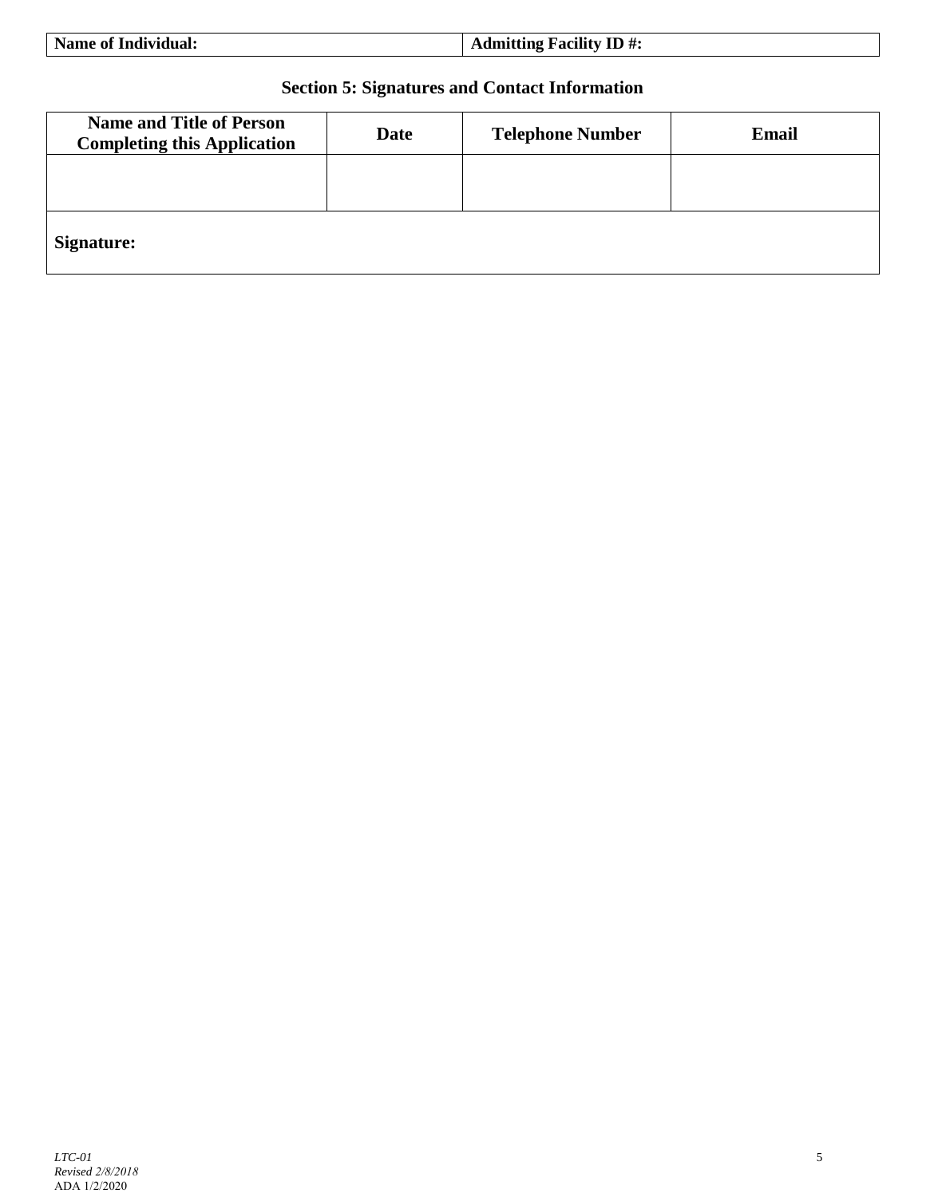| Name of Individual: | Admitting Facility ID #: |
|---|---|

## Section 5: Signatures and Contact Information

| Name and Title of Person Completing this Application | Date | Telephone Number | Email |
|---|---|---|---|
| | | | |
| **Signature:** | | | |

*LTC-01*
*Revised 2/8/2018*
ADA 1/2/2020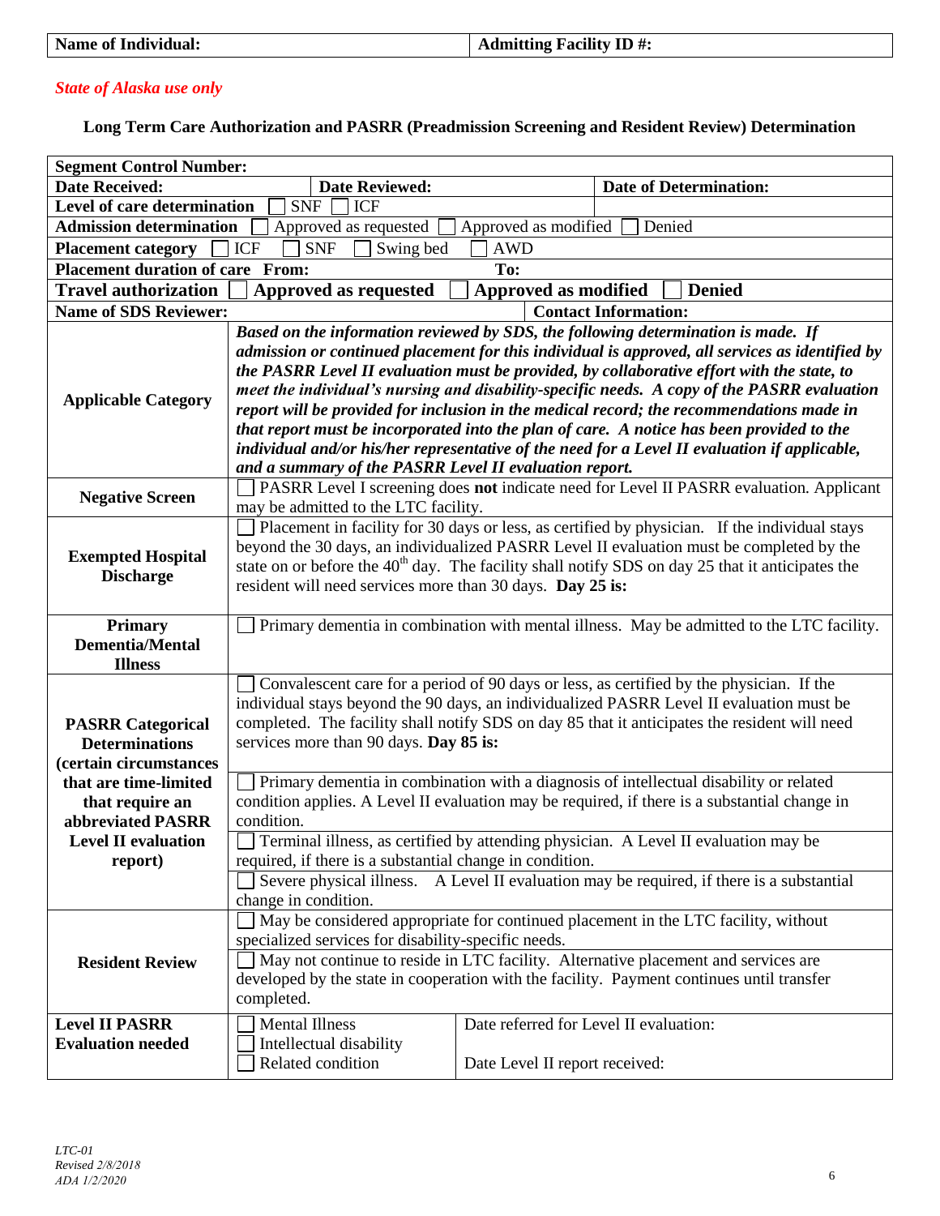| Name of Individual: | Admitting Facility ID #: |
|---|---|

*State of Alaska use only*

**Long Term Care Authorization and PASRR (Preadmission Screening and Resident Review) Determination**

| | | |
|---|---|---|
| **Segment Control Number:** | | |
| **Date Received:** | **Date Reviewed:** | **Date of Determination:** |
| **Level of care determination** ☐ SNF ☐ ICF | | |
| **Admission determination** ☐ Approved as requested ☐ Approved as modified ☐ Denied | | |
| **Placement category** ☐ ICF ☐ SNF ☐ Swing bed ☐ AWD | | |
| **Placement duration of care From:** | **To:** | |
| **Travel authorization** ☐ **Approved as requested** ☐ **Approved as modified** ☐ **Denied** | | |
| **Name of SDS Reviewer:** | **Contact Information:** | |

| | | |
|---|---|---|
| **Applicable Category** | ***Based on the information reviewed by SDS, the following determination is made. If admission or continued placement for this individual is approved, all services as identified by the PASRR Level II evaluation must be provided, by collaborative effort with the state, to meet the individual's nursing and disability-specific needs. A copy of the PASRR evaluation report will be provided for inclusion in the medical record; the recommendations made in that report must be incorporated into the plan of care. A notice has been provided to the individual and/or his/her representative of the need for a Level II evaluation if applicable, and a summary of the PASRR Level II evaluation report.*** | |
| **Negative Screen** | ☐ PASRR Level I screening does **not** indicate need for Level II PASRR evaluation. Applicant may be admitted to the LTC facility. | |
| **Exempted Hospital Discharge** | ☐ Placement in facility for 30 days or less, as certified by physician. If the individual stays beyond the 30 days, an individualized PASRR Level II evaluation must be completed by the state on or before the 40th day. The facility shall notify SDS on day 25 that it anticipates the resident will need services more than 30 days. **Day 25 is:** | |
| **Primary Dementia/Mental Illness** | ☐ Primary dementia in combination with mental illness. May be admitted to the LTC facility. | |
| **PASRR Categorical Determinations (certain circumstances that are time-limited that require an abbreviated PASRR Level II evaluation report)** | ☐ Convalescent care for a period of 90 days or less, as certified by the physician. If the individual stays beyond the 90 days, an individualized PASRR Level II evaluation must be completed. The facility shall notify SDS on day 85 that it anticipates the resident will need services more than 90 days. **Day 85 is:** | |
| | ☐ Primary dementia in combination with a diagnosis of intellectual disability or related condition applies. A Level II evaluation may be required, if there is a substantial change in condition. | |
| | ☐ Terminal illness, as certified by attending physician. A Level II evaluation may be required, if there is a substantial change in condition. | |
| | ☐ Severe physical illness. A Level II evaluation may be required, if there is a substantial change in condition. | |
| **Resident Review** | ☐ May be considered appropriate for continued placement in the LTC facility, without specialized services for disability-specific needs. | |
| | ☐ May not continue to reside in LTC facility. Alternative placement and services are developed by the state in cooperation with the facility. Payment continues until transfer completed. | |
| **Level II PASRR Evaluation needed** | ☐ Mental Illness<br>☐ Intellectual disability<br>☐ Related condition | Date referred for Level II evaluation:<br><br>Date Level II report received: |

*LTC-01*
*Revised 2/8/2018*
*ADA 1/2/2020*